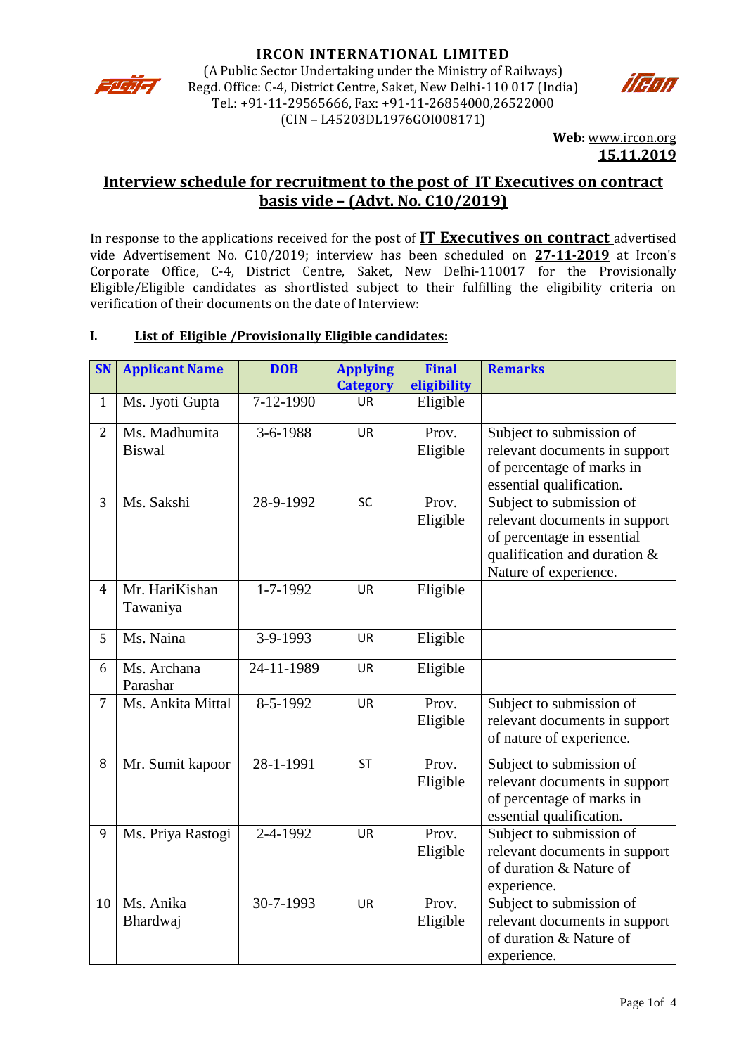# IRCON INTERNATIONAL LIMITED

(A Public Sector Undertaking under the Ministry of Railways)
Regd. Office: C-4, District Centre, Saket, New Delhi-110 017 (India)
Tel.: +91-11-29565666, Fax: +91-11-26854000,26522000
(CIN – L45203DL1976GOI008171)

**Web:** www.ircon.org
**15.11.2019**

## Interview schedule for recruitment to the post of IT Executives on contract basis vide – (Advt. No. C10/2019)

In response to the applications received for the post of **IT Executives on contract** advertised vide Advertisement No. C10/2019; interview has been scheduled on **27-11-2019** at Ircon's Corporate Office, C-4, District Centre, Saket, New Delhi-110017 for the Provisionally Eligible/Eligible candidates as shortlisted subject to their fulfilling the eligibility criteria on verification of their documents on the date of Interview:

### I. List of Eligible /Provisionally Eligible candidates:

| SN | Applicant Name | DOB | Applying Category | Final eligibility | Remarks |
|---|---|---|---|---|---|
| 1 | Ms. Jyoti Gupta | 7-12-1990 | UR | Eligible | |
| 2 | Ms. Madhumita Biswal | 3-6-1988 | UR | Prov. Eligible | Subject to submission of relevant documents in support of percentage of marks in essential qualification. |
| 3 | Ms. Sakshi | 28-9-1992 | SC | Prov. Eligible | Subject to submission of relevant documents in support of percentage in essential qualification and duration & Nature of experience. |
| 4 | Mr. HariKishan Tawaniya | 1-7-1992 | UR | Eligible | |
| 5 | Ms. Naina | 3-9-1993 | UR | Eligible | |
| 6 | Ms. Archana Parashar | 24-11-1989 | UR | Eligible | |
| 7 | Ms. Ankita Mittal | 8-5-1992 | UR | Prov. Eligible | Subject to submission of relevant documents in support of nature of experience. |
| 8 | Mr. Sumit kapoor | 28-1-1991 | ST | Prov. Eligible | Subject to submission of relevant documents in support of percentage of marks in essential qualification. |
| 9 | Ms. Priya Rastogi | 2-4-1992 | UR | Prov. Eligible | Subject to submission of relevant documents in support of duration & Nature of experience. |
| 10 | Ms. Anika Bhardwaj | 30-7-1993 | UR | Prov. Eligible | Subject to submission of relevant documents in support of duration & Nature of experience. |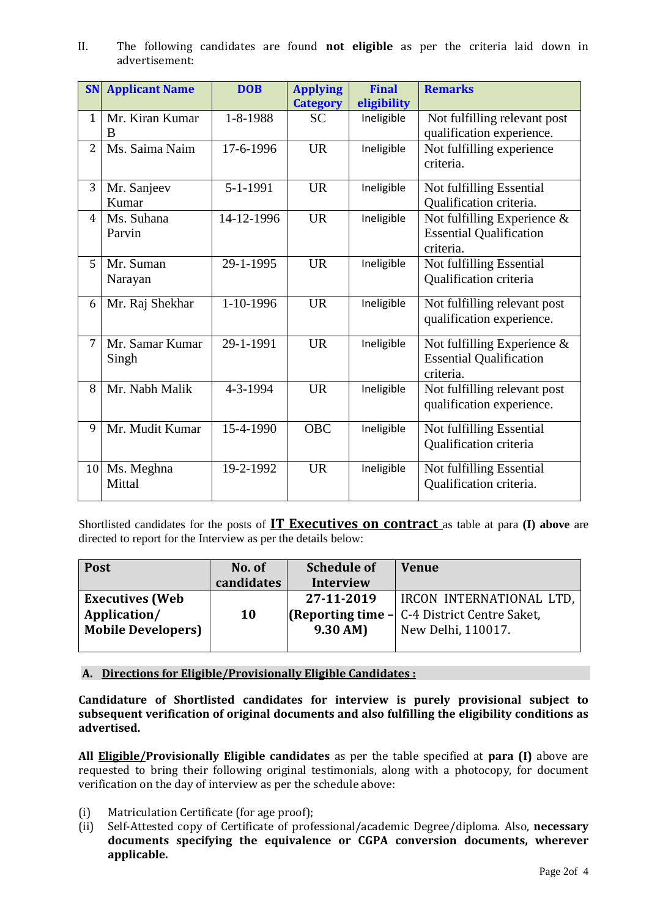II. The following candidates are found **not eligible** as per the criteria laid down in advertisement:

| SN | Applicant Name | DOB | Applying Category | Final eligibility | Remarks |
|---|---|---|---|---|---|
| 1 | Mr. Kiran Kumar B | 1-8-1988 | SC | Ineligible | Not fulfilling relevant post qualification experience. |
| 2 | Ms. Saima Naim | 17-6-1996 | UR | Ineligible | Not fulfilling experience criteria. |
| 3 | Mr. Sanjeev Kumar | 5-1-1991 | UR | Ineligible | Not fulfilling Essential Qualification criteria. |
| 4 | Ms. Suhana Parvin | 14-12-1996 | UR | Ineligible | Not fulfilling Experience & Essential Qualification criteria. |
| 5 | Mr. Suman Narayan | 29-1-1995 | UR | Ineligible | Not fulfilling Essential Qualification criteria |
| 6 | Mr. Raj Shekhar | 1-10-1996 | UR | Ineligible | Not fulfilling relevant post qualification experience. |
| 7 | Mr. Samar Kumar Singh | 29-1-1991 | UR | Ineligible | Not fulfilling Experience & Essential Qualification criteria. |
| 8 | Mr. Nabh Malik | 4-3-1994 | UR | Ineligible | Not fulfilling relevant post qualification experience. |
| 9 | Mr. Mudit Kumar | 15-4-1990 | OBC | Ineligible | Not fulfilling Essential Qualification criteria |
| 10 | Ms. Meghna Mittal | 19-2-1992 | UR | Ineligible | Not fulfilling Essential Qualification criteria. |

Shortlisted candidates for the posts of **IT Executives on contract** as table at para **(I) above** are directed to report for the Interview as per the details below:

| Post | No. of candidates | Schedule of Interview | Venue |
|---|---|---|---|
| **Executives (Web Application/ Mobile Developers)** | **10** | **27-11-2019 (Reporting time – 9.30 AM)** | IRCON INTERNATIONAL LTD, C-4 District Centre Saket, New Delhi, 110017. |

**A. Directions for Eligible/Provisionally Eligible Candidates :**

**Candidature of Shortlisted candidates for interview is purely provisional subject to subsequent verification of original documents and also fulfilling the eligibility conditions as advertised.**

**All Eligible/Provisionally Eligible candidates** as per the table specified at **para (I)** above are requested to bring their following original testimonials, along with a photocopy, for document verification on the day of interview as per the schedule above:

(i) Matriculation Certificate (for age proof);
(ii) Self-Attested copy of Certificate of professional/academic Degree/diploma. Also, **necessary documents specifying the equivalence or CGPA conversion documents, wherever applicable.**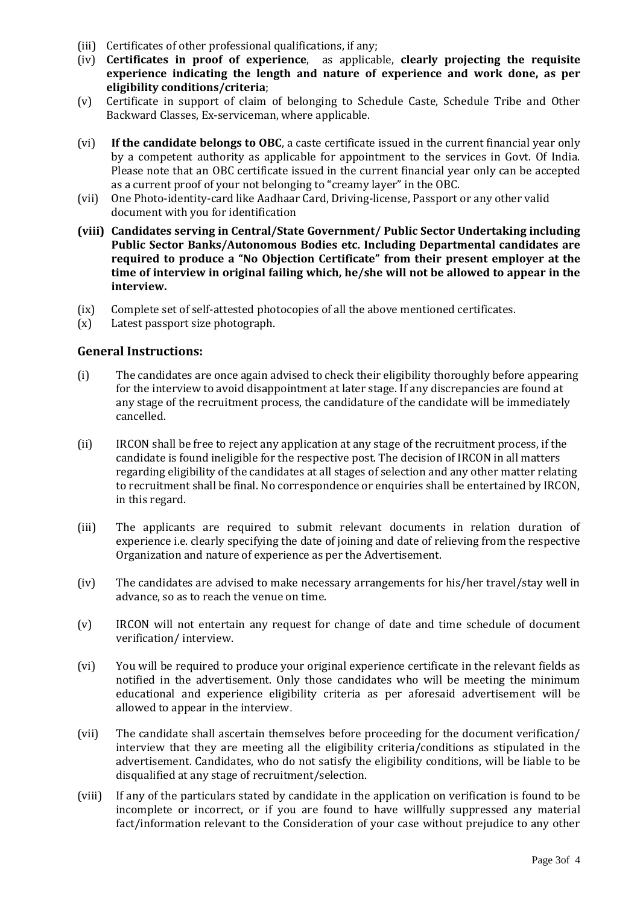(iii) Certificates of other professional qualifications, if any;

(iv) **Certificates in proof of experience**, as applicable, **clearly projecting the requisite experience indicating the length and nature of experience and work done, as per eligibility conditions/criteria**;

(v) Certificate in support of claim of belonging to Schedule Caste, Schedule Tribe and Other Backward Classes, Ex-serviceman, where applicable.

(vi) **If the candidate belongs to OBC**, a caste certificate issued in the current financial year only by a competent authority as applicable for appointment to the services in Govt. Of India. Please note that an OBC certificate issued in the current financial year only can be accepted as a current proof of your not belonging to "creamy layer" in the OBC.

(vii) One Photo-identity-card like Aadhaar Card, Driving-license, Passport or any other valid document with you for identification

**(viii) Candidates serving in Central/State Government/ Public Sector Undertaking including Public Sector Banks/Autonomous Bodies etc. Including Departmental candidates are required to produce a "No Objection Certificate" from their present employer at the time of interview in original failing which, he/she will not be allowed to appear in the interview.**

(ix) Complete set of self-attested photocopies of all the above mentioned certificates.

(x) Latest passport size photograph.

## General Instructions:

(i) The candidates are once again advised to check their eligibility thoroughly before appearing for the interview to avoid disappointment at later stage. If any discrepancies are found at any stage of the recruitment process, the candidature of the candidate will be immediately cancelled.

(ii) IRCON shall be free to reject any application at any stage of the recruitment process, if the candidate is found ineligible for the respective post. The decision of IRCON in all matters regarding eligibility of the candidates at all stages of selection and any other matter relating to recruitment shall be final. No correspondence or enquiries shall be entertained by IRCON, in this regard.

(iii) The applicants are required to submit relevant documents in relation duration of experience i.e. clearly specifying the date of joining and date of relieving from the respective Organization and nature of experience as per the Advertisement.

(iv) The candidates are advised to make necessary arrangements for his/her travel/stay well in advance, so as to reach the venue on time.

(v) IRCON will not entertain any request for change of date and time schedule of document verification/ interview.

(vi) You will be required to produce your original experience certificate in the relevant fields as notified in the advertisement. Only those candidates who will be meeting the minimum educational and experience eligibility criteria as per aforesaid advertisement will be allowed to appear in the interview.

(vii) The candidate shall ascertain themselves before proceeding for the document verification/ interview that they are meeting all the eligibility criteria/conditions as stipulated in the advertisement. Candidates, who do not satisfy the eligibility conditions, will be liable to be disqualified at any stage of recruitment/selection.

(viii) If any of the particulars stated by candidate in the application on verification is found to be incomplete or incorrect, or if you are found to have willfully suppressed any material fact/information relevant to the Consideration of your case without prejudice to any other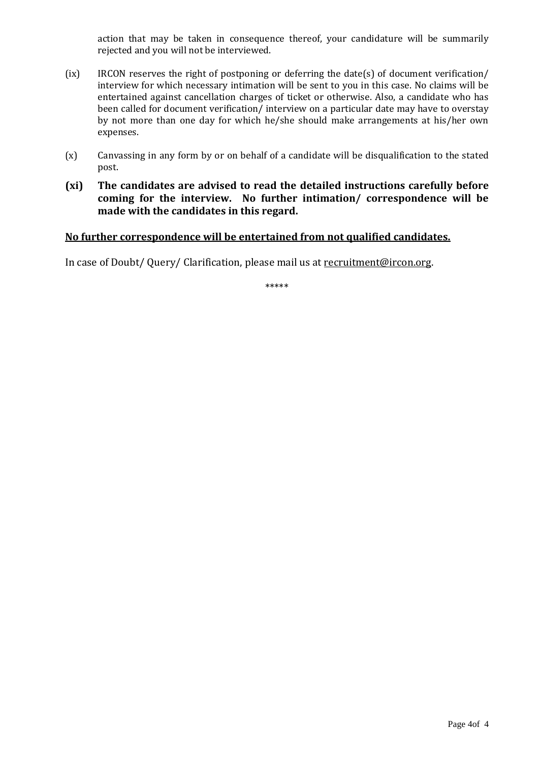action that may be taken in consequence thereof, your candidature will be summarily rejected and you will not be interviewed.

(ix) IRCON reserves the right of postponing or deferring the date(s) of document verification/ interview for which necessary intimation will be sent to you in this case. No claims will be entertained against cancellation charges of ticket or otherwise. Also, a candidate who has been called for document verification/ interview on a particular date may have to overstay by not more than one day for which he/she should make arrangements at his/her own expenses.

(x) Canvassing in any form by or on behalf of a candidate will be disqualification to the stated post.

**(xi) The candidates are advised to read the detailed instructions carefully before coming for the interview. No further intimation/ correspondence will be made with the candidates in this regard.**

**<u>No further correspondence will be entertained from not qualified candidates.</u>**

In case of Doubt/ Query/ Clarification, please mail us at recruitment@ircon.org.

*****